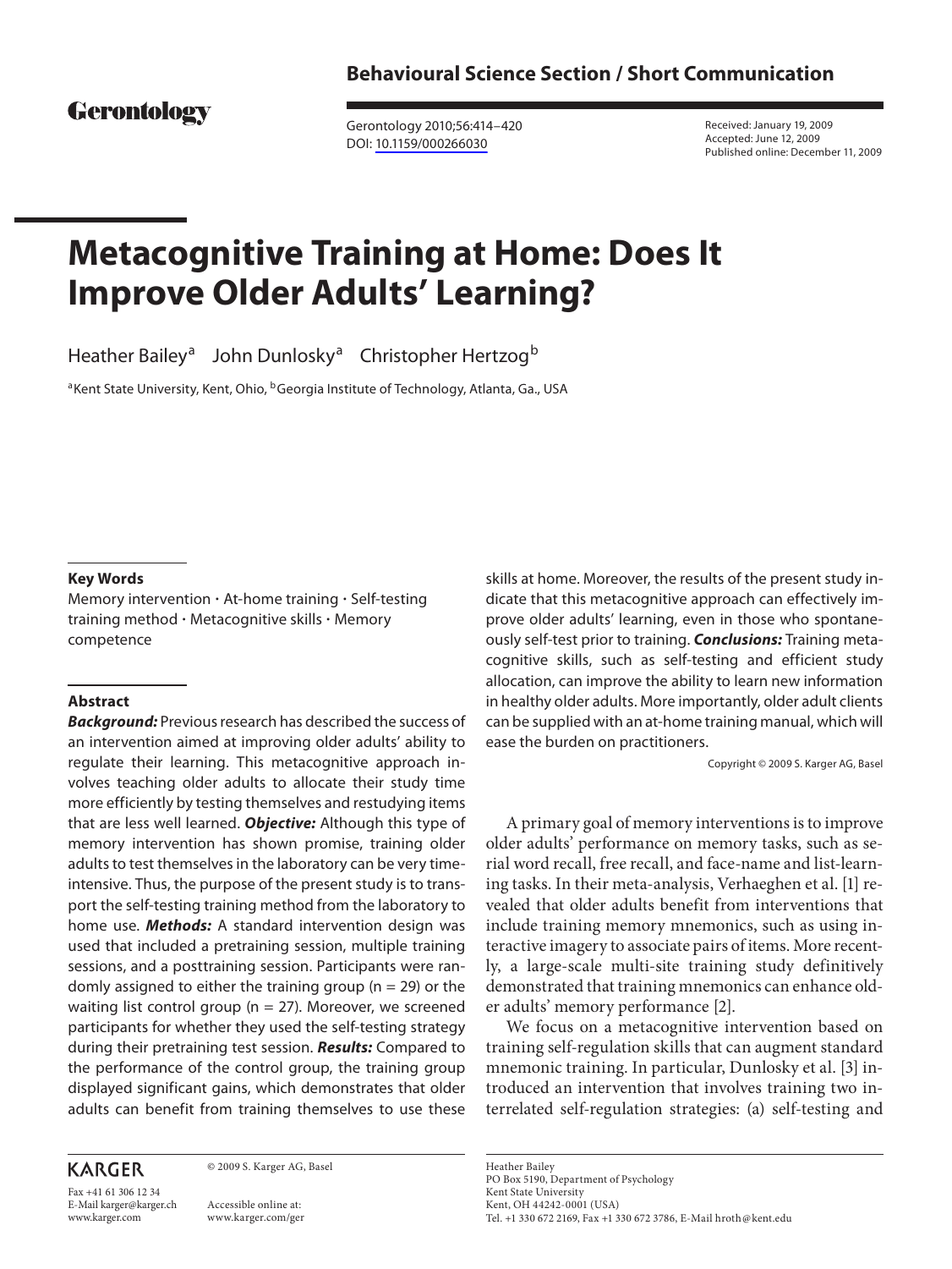**Behavioural Science Section / Short Communication**

Gerontology 2010;56:414–420
DOI: 10.1159/000266030

Received: January 19, 2009
Accepted: June 12, 2009
Published online: December 11, 2009

# Metacognitive Training at Home: Does It Improve Older Adults' Learning?

Heather Bailey[a] John Dunlosky[a] Christopher Hertzog[b]

[a]Kent State University, Kent, Ohio, [b]Georgia Institute of Technology, Atlanta, Ga., USA

### Key Words

Memory intervention · At-home training · Self-testing training method · Metacognitive skills · Memory competence

### Abstract

***Background:*** Previous research has described the success of an intervention aimed at improving older adults' ability to regulate their learning. This metacognitive approach involves teaching older adults to allocate their study time more efficiently by testing themselves and restudying items that are less well learned. ***Objective:*** Although this type of memory intervention has shown promise, training older adults to test themselves in the laboratory can be very time-intensive. Thus, the purpose of the present study is to transport the self-testing training method from the laboratory to home use. ***Methods:*** A standard intervention design was used that included a pretraining session, multiple training sessions, and a posttraining session. Participants were randomly assigned to either the training group (n = 29) or the waiting list control group (n = 27). Moreover, we screened participants for whether they used the self-testing strategy during their pretraining test session. ***Results:*** Compared to the performance of the control group, the training group displayed significant gains, which demonstrates that older adults can benefit from training themselves to use these skills at home. Moreover, the results of the present study indicate that this metacognitive approach can effectively improve older adults' learning, even in those who spontaneously self-test prior to training. ***Conclusions:*** Training metacognitive skills, such as self-testing and efficient study allocation, can improve the ability to learn new information in healthy older adults. More importantly, older adult clients can be supplied with an at-home training manual, which will ease the burden on practitioners.

Copyright © 2009 S. Karger AG, Basel

A primary goal of memory interventions is to improve older adults' performance on memory tasks, such as serial word recall, free recall, and face-name and list-learning tasks. In their meta-analysis, Verhaeghen et al. [1] revealed that older adults benefit from interventions that include training memory mnemonics, such as using interactive imagery to associate pairs of items. More recently, a large-scale multi-site training study definitively demonstrated that training mnemonics can enhance older adults' memory performance [2].

We focus on a metacognitive intervention based on training self-regulation skills that can augment standard mnemonic training. In particular, Dunlosky et al. [3] introduced an intervention that involves training two interrelated self-regulation strategies: (a) self-testing and

KARGER

Fax +41 61 306 12 34
E-Mail karger@karger.ch
www.karger.com

© 2009 S. Karger AG, Basel

Accessible online at:
www.karger.com/ger

Heather Bailey
PO Box 5190, Department of Psychology
Kent State University
Kent, OH 44242-0001 (USA)
Tel. +1 330 672 2169, Fax +1 330 672 3786, E-Mail hroth@kent.edu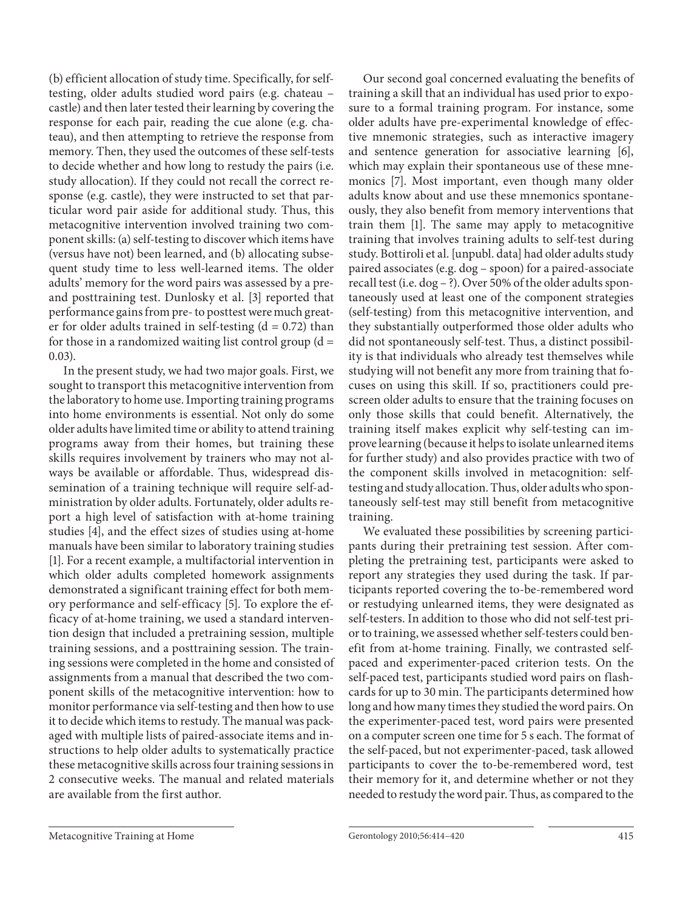(b) efficient allocation of study time. Specifically, for self-testing, older adults studied word pairs (e.g. chateau – castle) and then later tested their learning by covering the response for each pair, reading the cue alone (e.g. chateau), and then attempting to retrieve the response from memory. Then, they used the outcomes of these self-tests to decide whether and how long to restudy the pairs (i.e. study allocation). If they could not recall the correct response (e.g. castle), they were instructed to set that particular word pair aside for additional study. Thus, this metacognitive intervention involved training two component skills: (a) self-testing to discover which items have (versus have not) been learned, and (b) allocating subsequent study time to less well-learned items. The older adults' memory for the word pairs was assessed by a pre- and posttraining test. Dunlosky et al. [3] reported that performance gains from pre- to posttest were much greater for older adults trained in self-testing ($d = 0.72$) than for those in a randomized waiting list control group ($d = 0.03$).

In the present study, we had two major goals. First, we sought to transport this metacognitive intervention from the laboratory to home use. Importing training programs into home environments is essential. Not only do some older adults have limited time or ability to attend training programs away from their homes, but training these skills requires involvement by trainers who may not always be available or affordable. Thus, widespread dissemination of a training technique will require self-administration by older adults. Fortunately, older adults report a high level of satisfaction with at-home training studies [4], and the effect sizes of studies using at-home manuals have been similar to laboratory training studies [1]. For a recent example, a multifactorial intervention in which older adults completed homework assignments demonstrated a significant training effect for both memory performance and self-efficacy [5]. To explore the efficacy of at-home training, we used a standard intervention design that included a pretraining session, multiple training sessions, and a posttraining session. The training sessions were completed in the home and consisted of assignments from a manual that described the two component skills of the metacognitive intervention: how to monitor performance via self-testing and then how to use it to decide which items to restudy. The manual was packaged with multiple lists of paired-associate items and instructions to help older adults to systematically practice these metacognitive skills across four training sessions in 2 consecutive weeks. The manual and related materials are available from the first author.

Our second goal concerned evaluating the benefits of training a skill that an individual has used prior to exposure to a formal training program. For instance, some older adults have pre-experimental knowledge of effective mnemonic strategies, such as interactive imagery and sentence generation for associative learning [6], which may explain their spontaneous use of these mnemonics [7]. Most important, even though many older adults know about and use these mnemonics spontaneously, they also benefit from memory interventions that train them [1]. The same may apply to metacognitive training that involves training adults to self-test during study. Bottiroli et al. [unpubl. data] had older adults study paired associates (e.g. dog – spoon) for a paired-associate recall test (i.e. dog – ?). Over 50% of the older adults spontaneously used at least one of the component strategies (self-testing) from this metacognitive intervention, and they substantially outperformed those older adults who did not spontaneously self-test. Thus, a distinct possibility is that individuals who already test themselves while studying will not benefit any more from training that focuses on using this skill. If so, practitioners could prescreen older adults to ensure that the training focuses on only those skills that could benefit. Alternatively, the training itself makes explicit why self-testing can improve learning (because it helps to isolate unlearned items for further study) and also provides practice with two of the component skills involved in metacognition: self-testing and study allocation. Thus, older adults who spontaneously self-test may still benefit from metacognitive training.

We evaluated these possibilities by screening participants during their pretraining test session. After completing the pretraining test, participants were asked to report any strategies they used during the task. If participants reported covering the to-be-remembered word or restudying unlearned items, they were designated as self-testers. In addition to those who did not self-test prior to training, we assessed whether self-testers could benefit from at-home training. Finally, we contrasted self-paced and experimenter-paced criterion tests. On the self-paced test, participants studied word pairs on flashcards for up to 30 min. The participants determined how long and how many times they studied the word pairs. On the experimenter-paced test, word pairs were presented on a computer screen one time for 5 s each. The format of the self-paced, but not experimenter-paced, task allowed participants to cover the to-be-remembered word, test their memory for it, and determine whether or not they needed to restudy the word pair. Thus, as compared to the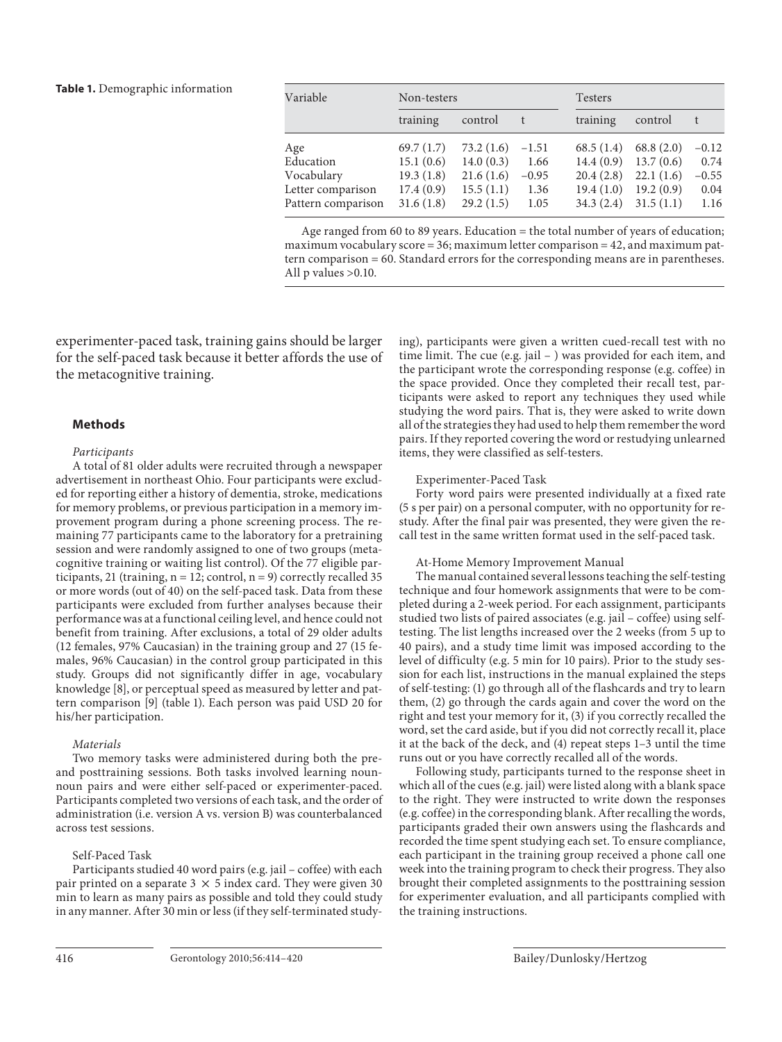**Table 1.** Demographic information

| Variable | Non-testers | | | Testers | | |
|---|---|---|---|---|---|---|
| | training | control | t | training | control | t |
| Age | 69.7 (1.7) | 73.2 (1.6) | –1.51 | 68.5 (1.4) | 68.8 (2.0) | –0.12 |
| Education | 15.1 (0.6) | 14.0 (0.3) | 1.66 | 14.4 (0.9) | 13.7 (0.6) | 0.74 |
| Vocabulary | 19.3 (1.8) | 21.6 (1.6) | –0.95 | 20.4 (2.8) | 22.1 (1.6) | –0.55 |
| Letter comparison | 17.4 (0.9) | 15.5 (1.1) | 1.36 | 19.4 (1.0) | 19.2 (0.9) | 0.04 |
| Pattern comparison | 31.6 (1.8) | 29.2 (1.5) | 1.05 | 34.3 (2.4) | 31.5 (1.1) | 1.16 |

Age ranged from 60 to 89 years. Education = the total number of years of education; maximum vocabulary score = 36; maximum letter comparison = 42, and maximum pattern comparison = 60. Standard errors for the corresponding means are in parentheses. All p values >0.10.

experimenter-paced task, training gains should be larger for the self-paced task because it better affords the use of the metacognitive training.

## Methods

### *Participants*

A total of 81 older adults were recruited through a newspaper advertisement in northeast Ohio. Four participants were excluded for reporting either a history of dementia, stroke, medications for memory problems, or previous participation in a memory improvement program during a phone screening process. The remaining 77 participants came to the laboratory for a pretraining session and were randomly assigned to one of two groups (metacognitive training or waiting list control). Of the 77 eligible participants, 21 (training, n = 12; control, n = 9) correctly recalled 35 or more words (out of 40) on the self-paced task. Data from these participants were excluded from further analyses because their performance was at a functional ceiling level, and hence could not benefit from training. After exclusions, a total of 29 older adults (12 females, 97% Caucasian) in the training group and 27 (15 females, 96% Caucasian) in the control group participated in this study. Groups did not significantly differ in age, vocabulary knowledge [8], or perceptual speed as measured by letter and pattern comparison [9] (table 1). Each person was paid USD 20 for his/her participation.

### *Materials*

Two memory tasks were administered during both the pre- and posttraining sessions. Both tasks involved learning noun-noun pairs and were either self-paced or experimenter-paced. Participants completed two versions of each task, and the order of administration (i.e. version A vs. version B) was counterbalanced across test sessions.

#### Self-Paced Task

Participants studied 40 word pairs (e.g. jail – coffee) with each pair printed on a separate $3 \times 5$ index card. They were given 30 min to learn as many pairs as possible and told they could study in any manner. After 30 min or less (if they self-terminated studying), participants were given a written cued-recall test with no time limit. The cue (e.g. jail – ) was provided for each item, and the participant wrote the corresponding response (e.g. coffee) in the space provided. Once they completed their recall test, participants were asked to report any techniques they used while studying the word pairs. That is, they were asked to write down all of the strategies they had used to help them remember the word pairs. If they reported covering the word or restudying unlearned items, they were classified as self-testers.

#### Experimenter-Paced Task

Forty word pairs were presented individually at a fixed rate (5 s per pair) on a personal computer, with no opportunity for restudy. After the final pair was presented, they were given the recall test in the same written format used in the self-paced task.

#### At-Home Memory Improvement Manual

The manual contained several lessons teaching the self-testing technique and four homework assignments that were to be completed during a 2-week period. For each assignment, participants studied two lists of paired associates (e.g. jail – coffee) using self-testing. The list lengths increased over the 2 weeks (from 5 up to 40 pairs), and a study time limit was imposed according to the level of difficulty (e.g. 5 min for 10 pairs). Prior to the study session for each list, instructions in the manual explained the steps of self-testing: (1) go through all of the flashcards and try to learn them, (2) go through the cards again and cover the word on the right and test your memory for it, (3) if you correctly recalled the word, set the card aside, but if you did not correctly recall it, place it at the back of the deck, and (4) repeat steps 1–3 until the time runs out or you have correctly recalled all of the words.

Following study, participants turned to the response sheet in which all of the cues (e.g. jail) were listed along with a blank space to the right. They were instructed to write down the responses (e.g. coffee) in the corresponding blank. After recalling the words, participants graded their own answers using the flashcards and recorded the time spent studying each set. To ensure compliance, each participant in the training group received a phone call one week into the training program to check their progress. They also brought their completed assignments to the posttraining session for experimenter evaluation, and all participants complied with the training instructions.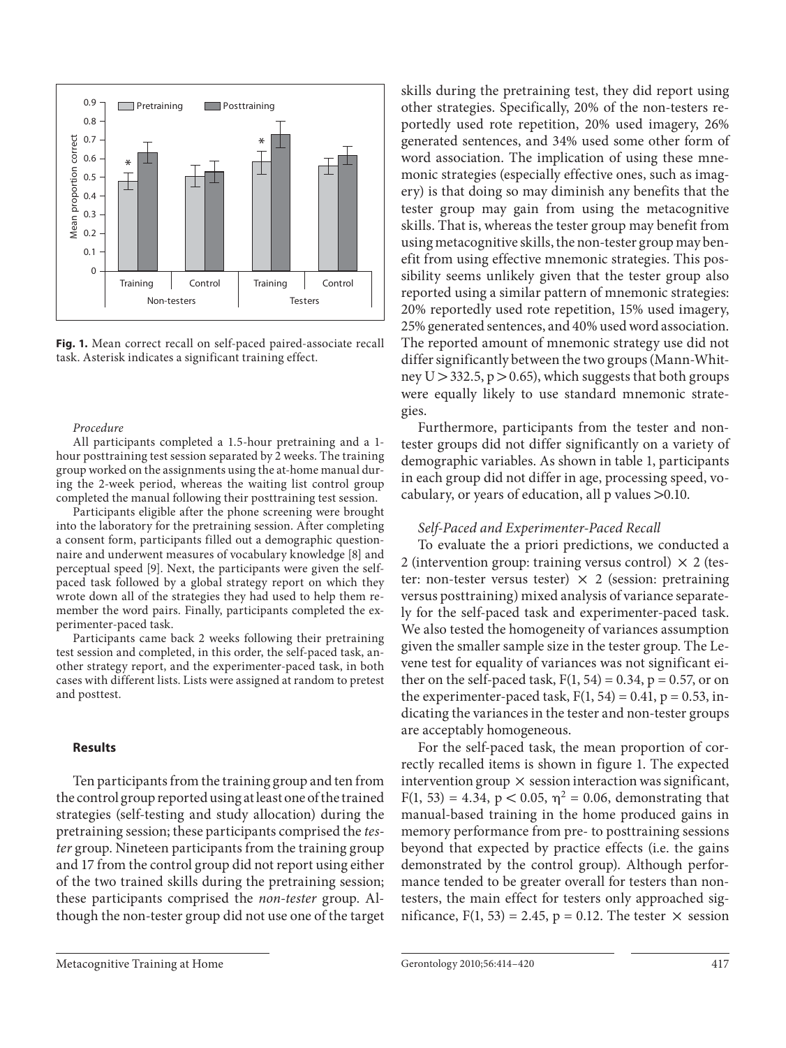**Fig. 1.** Mean correct recall on self-paced paired-associate recall task. Asterisk indicates a significant training effect.

*Procedure*

All participants completed a 1.5-hour pretraining and a 1-hour posttraining test session separated by 2 weeks. The training group worked on the assignments using the at-home manual during the 2-week period, whereas the waiting list control group completed the manual following their posttraining test session.

Participants eligible after the phone screening were brought into the laboratory for the pretraining session. After completing a consent form, participants filled out a demographic questionnaire and underwent measures of vocabulary knowledge [8] and perceptual speed [9]. Next, the participants were given the self-paced task followed by a global strategy report on which they wrote down all of the strategies they had used to help them remember the word pairs. Finally, participants completed the experimenter-paced task.

Participants came back 2 weeks following their pretraining test session and completed, in this order, the self-paced task, another strategy report, and the experimenter-paced task, in both cases with different lists. Lists were assigned at random to pretest and posttest.

## Results

Ten participants from the training group and ten from the control group reported using at least one of the trained strategies (self-testing and study allocation) during the pretraining session; these participants comprised the *tester* group. Nineteen participants from the training group and 17 from the control group did not report using either of the two trained skills during the pretraining session; these participants comprised the *non-tester* group. Although the non-tester group did not use one of the target skills during the pretraining test, they did report using other strategies. Specifically, 20% of the non-testers reportedly used rote repetition, 20% used imagery, 26% generated sentences, and 34% used some other form of word association. The implication of using these mnemonic strategies (especially effective ones, such as imagery) is that doing so may diminish any benefits that the tester group may gain from using the metacognitive skills. That is, whereas the tester group may benefit from using metacognitive skills, the non-tester group may benefit from using effective mnemonic strategies. This possibility seems unlikely given that the tester group also reported using a similar pattern of mnemonic strategies: 20% reportedly used rote repetition, 15% used imagery, 25% generated sentences, and 40% used word association. The reported amount of mnemonic strategy use did not differ significantly between the two groups (Mann-Whitney $U > 332.5$, $p > 0.65$), which suggests that both groups were equally likely to use standard mnemonic strategies.

Furthermore, participants from the tester and non-tester groups did not differ significantly on a variety of demographic variables. As shown in table 1, participants in each group did not differ in age, processing speed, vocabulary, or years of education, all p values $>0.10$.

*Self-Paced and Experimenter-Paced Recall*

To evaluate the a priori predictions, we conducted a 2 (intervention group: training versus control) $\times$ 2 (tester: non-tester versus tester) $\times$ 2 (session: pretraining versus posttraining) mixed analysis of variance separately for the self-paced task and experimenter-paced task. We also tested the homogeneity of variances assumption given the smaller sample size in the tester group. The Levene test for equality of variances was not significant either on the self-paced task, $F(1, 54) = 0.34$, $p = 0.57$, or on the experimenter-paced task, $F(1, 54) = 0.41$, $p = 0.53$, indicating the variances in the tester and non-tester groups are acceptably homogeneous.

For the self-paced task, the mean proportion of correctly recalled items is shown in figure 1. The expected intervention group $\times$ session interaction was significant, $F(1, 53) = 4.34$, $p < 0.05$, $\eta^2 = 0.06$, demonstrating that manual-based training in the home produced gains in memory performance from pre- to posttraining sessions beyond that expected by practice effects (i.e. the gains demonstrated by the control group). Although performance tended to be greater overall for testers than non-testers, the main effect for testers only approached significance, $F(1, 53) = 2.45$, $p = 0.12$. The tester $\times$ session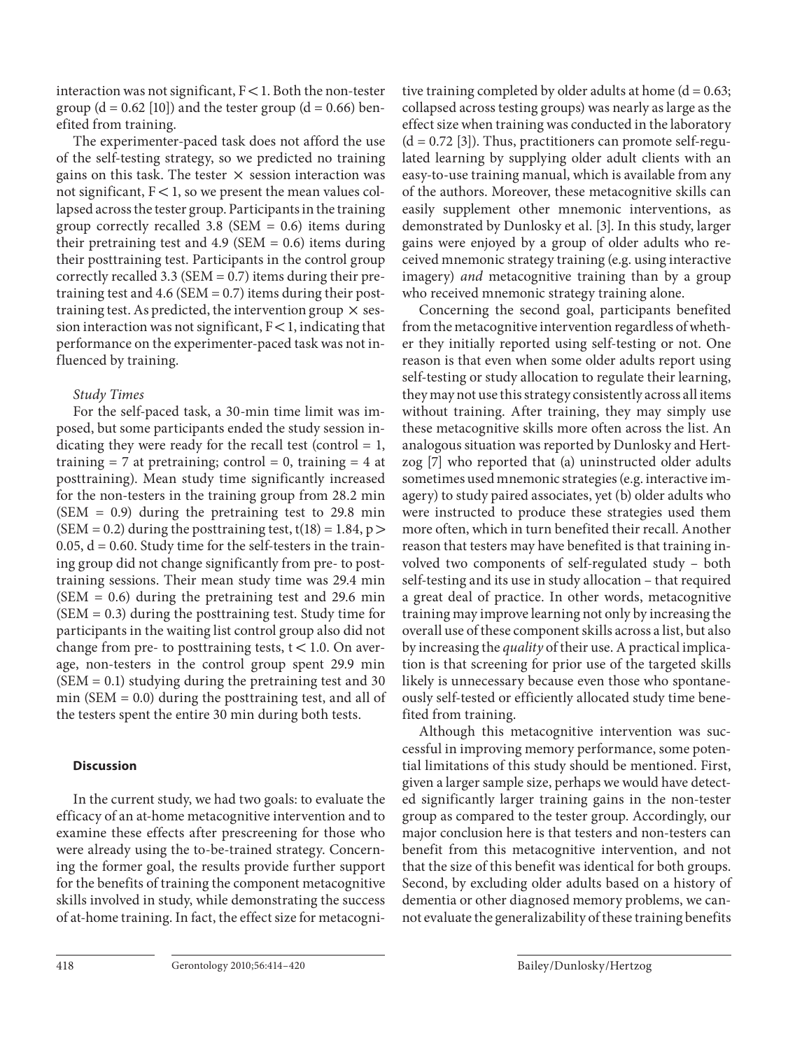interaction was not significant, $F < 1$. Both the non-tester group ($d = 0.62$ [10]) and the tester group ($d = 0.66$) benefited from training.

The experimenter-paced task does not afford the use of the self-testing strategy, so we predicted no training gains on this task. The tester × session interaction was not significant, $F < 1$, so we present the mean values collapsed across the tester group. Participants in the training group correctly recalled 3.8 (SEM = 0.6) items during their pretraining test and 4.9 (SEM = 0.6) items during their posttraining test. Participants in the control group correctly recalled 3.3 (SEM = 0.7) items during their pretraining test and 4.6 (SEM = 0.7) items during their posttraining test. As predicted, the intervention group × session interaction was not significant, $F < 1$, indicating that performance on the experimenter-paced task was not influenced by training.

*Study Times*

For the self-paced task, a 30-min time limit was imposed, but some participants ended the study session indicating they were ready for the recall test (control = 1, training = 7 at pretraining; control = 0, training = 4 at posttraining). Mean study time significantly increased for the non-testers in the training group from 28.2 min (SEM = 0.9) during the pretraining test to 29.8 min (SEM = 0.2) during the posttraining test, $t(18) = 1.84$, $p > 0.05$, $d = 0.60$. Study time for the self-testers in the training group did not change significantly from pre- to posttraining sessions. Their mean study time was 29.4 min (SEM = 0.6) during the pretraining test and 29.6 min (SEM = 0.3) during the posttraining test. Study time for participants in the waiting list control group also did not change from pre- to posttraining tests, $t < 1.0$. On average, non-testers in the control group spent 29.9 min (SEM = 0.1) studying during the pretraining test and 30 min (SEM = 0.0) during the posttraining test, and all of the testers spent the entire 30 min during both tests.

## Discussion

In the current study, we had two goals: to evaluate the efficacy of an at-home metacognitive intervention and to examine these effects after prescreening for those who were already using the to-be-trained strategy. Concerning the former goal, the results provide further support for the benefits of training the component metacognitive skills involved in study, while demonstrating the success of at-home training. In fact, the effect size for metacognitive training completed by older adults at home ($d = 0.63$; collapsed across testing groups) was nearly as large as the effect size when training was conducted in the laboratory ($d = 0.72$ [3]). Thus, practitioners can promote self-regulated learning by supplying older adult clients with an easy-to-use training manual, which is available from any of the authors. Moreover, these metacognitive skills can easily supplement other mnemonic interventions, as demonstrated by Dunlosky et al. [3]. In this study, larger gains were enjoyed by a group of older adults who received mnemonic strategy training (e.g. using interactive imagery) *and* metacognitive training than by a group who received mnemonic strategy training alone.

Concerning the second goal, participants benefited from the metacognitive intervention regardless of whether they initially reported using self-testing or not. One reason is that even when some older adults report using self-testing or study allocation to regulate their learning, they may not use this strategy consistently across all items without training. After training, they may simply use these metacognitive skills more often across the list. An analogous situation was reported by Dunlosky and Hertzog [7] who reported that (a) uninstructed older adults sometimes used mnemonic strategies (e.g. interactive imagery) to study paired associates, yet (b) older adults who were instructed to produce these strategies used them more often, which in turn benefited their recall. Another reason that testers may have benefited is that training involved two components of self-regulated study – both self-testing and its use in study allocation – that required a great deal of practice. In other words, metacognitive training may improve learning not only by increasing the overall use of these component skills across a list, but also by increasing the *quality* of their use. A practical implication is that screening for prior use of the targeted skills likely is unnecessary because even those who spontaneously self-tested or efficiently allocated study time benefited from training.

Although this metacognitive intervention was successful in improving memory performance, some potential limitations of this study should be mentioned. First, given a larger sample size, perhaps we would have detected significantly larger training gains in the non-tester group as compared to the tester group. Accordingly, our major conclusion here is that testers and non-testers can benefit from this metacognitive intervention, and not that the size of this benefit was identical for both groups. Second, by excluding older adults based on a history of dementia or other diagnosed memory problems, we cannot evaluate the generalizability of these training benefits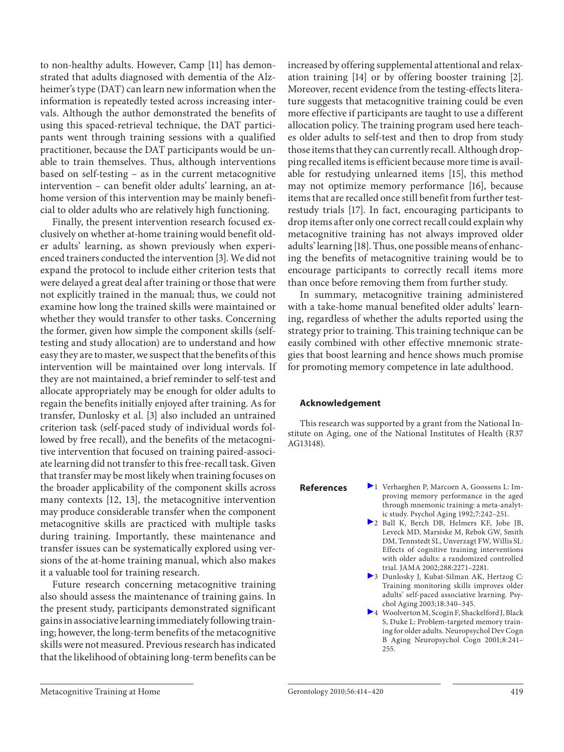to non-healthy adults. However, Camp [11] has demonstrated that adults diagnosed with dementia of the Alzheimer's type (DAT) can learn new information when the information is repeatedly tested across increasing intervals. Although the author demonstrated the benefits of using this spaced-retrieval technique, the DAT participants went through training sessions with a qualified practitioner, because the DAT participants would be unable to train themselves. Thus, although interventions based on self-testing – as in the current metacognitive intervention – can benefit older adults' learning, an at-home version of this intervention may be mainly beneficial to older adults who are relatively high functioning.

Finally, the present intervention research focused exclusively on whether at-home training would benefit older adults' learning, as shown previously when experienced trainers conducted the intervention [3]. We did not expand the protocol to include either criterion tests that were delayed a great deal after training or those that were not explicitly trained in the manual; thus, we could not examine how long the trained skills were maintained or whether they would transfer to other tasks. Concerning the former, given how simple the component skills (self-testing and study allocation) are to understand and how easy they are to master, we suspect that the benefits of this intervention will be maintained over long intervals. If they are not maintained, a brief reminder to self-test and allocate appropriately may be enough for older adults to regain the benefits initially enjoyed after training. As for transfer, Dunlosky et al. [3] also included an untrained criterion task (self-paced study of individual words followed by free recall), and the benefits of the metacognitive intervention that focused on training paired-associate learning did not transfer to this free-recall task. Given that transfer may be most likely when training focuses on the broader applicability of the component skills across many contexts [12, 13], the metacognitive intervention may produce considerable transfer when the component metacognitive skills are practiced with multiple tasks during training. Importantly, these maintenance and transfer issues can be systematically explored using versions of the at-home training manual, which also makes it a valuable tool for training research.

Future research concerning metacognitive training also should assess the maintenance of training gains. In the present study, participants demonstrated significant gains in associative learning immediately following training; however, the long-term benefits of the metacognitive skills were not measured. Previous research has indicated that the likelihood of obtaining long-term benefits can be increased by offering supplemental attentional and relaxation training [14] or by offering booster training [2]. Moreover, recent evidence from the testing-effects literature suggests that metacognitive training could be even more effective if participants are taught to use a different allocation policy. The training program used here teaches older adults to self-test and then to drop from study those items that they can currently recall. Although dropping recalled items is efficient because more time is available for restudying unlearned items [15], this method may not optimize memory performance [16], because items that are recalled once still benefit from further test-restudy trials [17]. In fact, encouraging participants to drop items after only one correct recall could explain why metacognitive training has not always improved older adults' learning [18]. Thus, one possible means of enhancing the benefits of metacognitive training would be to encourage participants to correctly recall items more than once before removing them from further study.

In summary, metacognitive training administered with a take-home manual benefited older adults' learning, regardless of whether the adults reported using the strategy prior to training. This training technique can be easily combined with other effective mnemonic strategies that boost learning and hence shows much promise for promoting memory competence in late adulthood.

## Acknowledgement

This research was supported by a grant from the National Institute on Aging, one of the National Institutes of Health (R37 AG13148).

## References

1. Verhaeghen P, Marcoen A, Goossens L: Improving memory performance in the aged through mnemonic training: a meta-analytic study. Psychol Aging 1992;7:242–251.
2. Ball K, Berch DB, Helmers KF, Jobe JB, Leveck MD, Marsiske M, Rebok GW, Smith DM, Tennstedt SL, Unverzagt FW, Willis SL: Effects of cognitive training interventions with older adults: a randomized controlled trial. JAMA 2002;288:2271–2281.
3. Dunlosky J, Kubat-Silman AK, Hertzog C: Training monitoring skills improves older adults' self-paced associative learning. Psychol Aging 2003;18:340–345.
4. Woolverton M, Scogin F, Shackelford J, Black S, Duke L: Problem-targeted memory training for older adults. Neuropsychol Dev Cogn B Aging Neuropsychol Cogn 2001;8:241–255.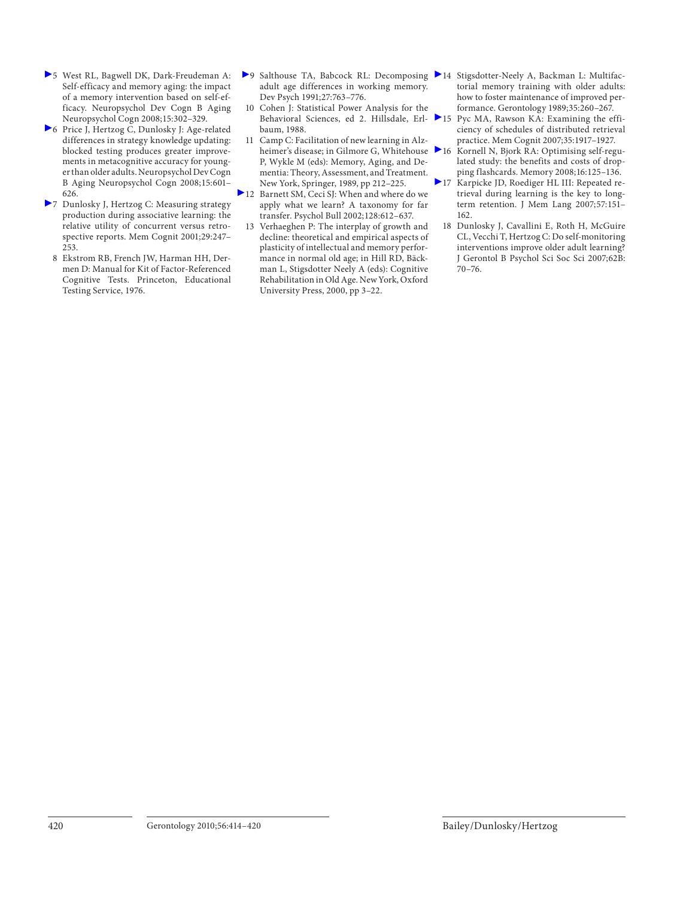5. West RL, Bagwell DK, Dark-Freudeman A: Self-efficacy and memory aging: the impact of a memory intervention based on self-efficacy. Neuropsychol Dev Cogn B Aging Neuropsychol Cogn 2008;15:302–329.
6. Price J, Hertzog C, Dunlosky J: Age-related differences in strategy knowledge updating: blocked testing produces greater improvements in metacognitive accuracy for younger than older adults. Neuropsychol Dev Cogn B Aging Neuropsychol Cogn 2008;15:601–626.
7. Dunlosky J, Hertzog C: Measuring strategy production during associative learning: the relative utility of concurrent versus retrospective reports. Mem Cognit 2001;29:247–253.
8. Ekstrom RB, French JW, Harman HH, Dermen D: Manual for Kit of Factor-Referenced Cognitive Tests. Princeton, Educational Testing Service, 1976.
9. Salthouse TA, Babcock RL: Decomposing adult age differences in working memory. Dev Psych 1991;27:763–776.
10. Cohen J: Statistical Power Analysis for the Behavioral Sciences, ed 2. Hillsdale, Erlbaum, 1988.
11. Camp C: Facilitation of new learning in Alzheimer's disease; in Gilmore G, Whitehouse P, Wykle M (eds): Memory, Aging, and Dementia: Theory, Assessment, and Treatment. New York, Springer, 1989, pp 212–225.
12. Barnett SM, Ceci SJ: When and where do we apply what we learn? A taxonomy for far transfer. Psychol Bull 2002;128:612–637.
13. Verhaeghen P: The interplay of growth and decline: theoretical and empirical aspects of plasticity of intellectual and memory performance in normal old age; in Hill RD, Bäckman L, Stigsdotter Neely A (eds): Cognitive Rehabilitation in Old Age. New York, Oxford University Press, 2000, pp 3–22.
14. Stigsdotter-Neely A, Backman L: Multifactorial memory training with older adults: how to foster maintenance of improved performance. Gerontology 1989;35:260–267.
15. Pyc MA, Rawson KA: Examining the efficiency of schedules of distributed retrieval practice. Mem Cognit 2007;35:1917–1927.
16. Kornell N, Bjork RA: Optimising self-regulated study: the benefits and costs of dropping flashcards. Memory 2008;16:125–136.
17. Karpicke JD, Roediger HL III: Repeated retrieval during learning is the key to long-term retention. J Mem Lang 2007;57:151–162.
18. Dunlosky J, Cavallini E, Roth H, McGuire CL, Vecchi T, Hertzog C: Do self-monitoring interventions improve older adult learning? J Gerontol B Psychol Sci Soc Sci 2007;62B:70–76.